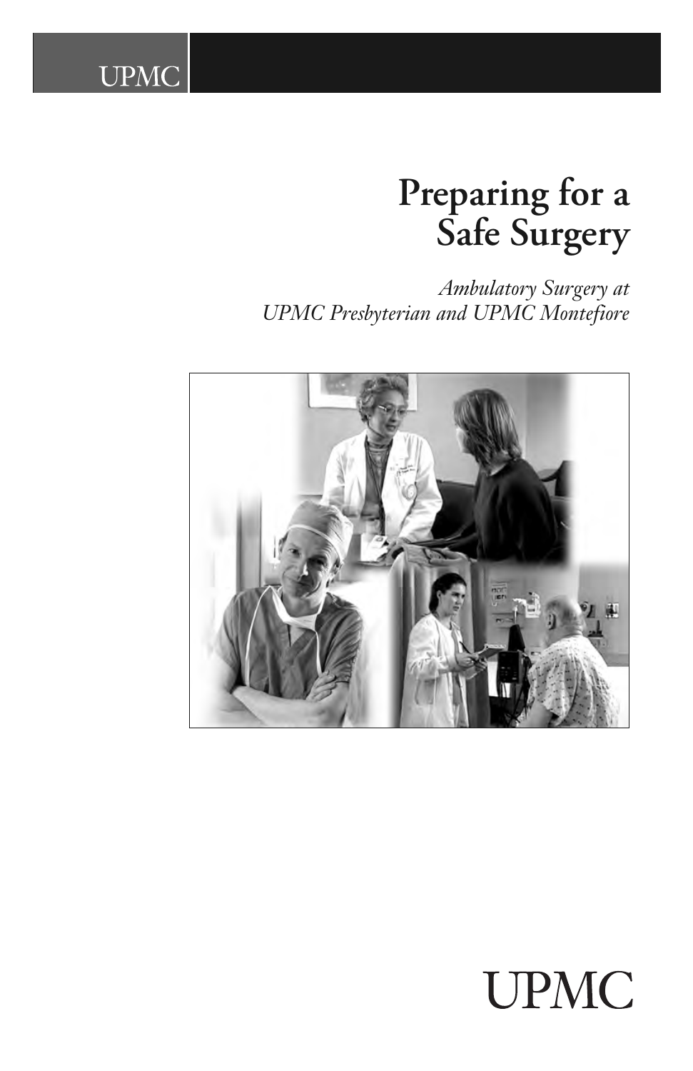UPMC

# Preparing for a Safe Surgery

*Ambulatory Surgery at UPMC Presbyterian and UPMC Montefiore*

UPMC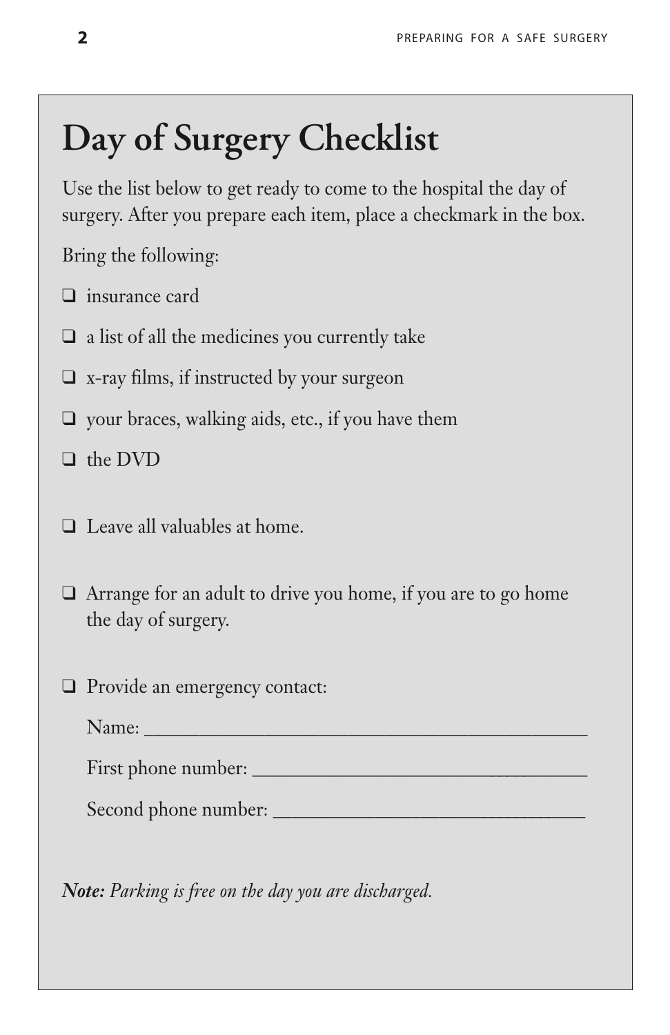# Day of Surgery Checklist

Use the list below to get ready to come to the hospital the day of surgery. After you prepare each item, place a checkmark in the box.

Bring the following:

- ❑ insurance card
- ❑ a list of all the medicines you currently take
- ❑ x-ray films, if instructed by your surgeon
- ❑ your braces, walking aids, etc., if you have them
- ❑ the DVD

❑ Leave all valuables at home.

❑ Arrange for an adult to drive you home, if you are to go home the day of surgery.

❑ Provide an emergency contact:

Name: ___________________________________________

First phone number: ________________________________

Second phone number: ______________________________

***Note:*** *Parking is free on the day you are discharged.*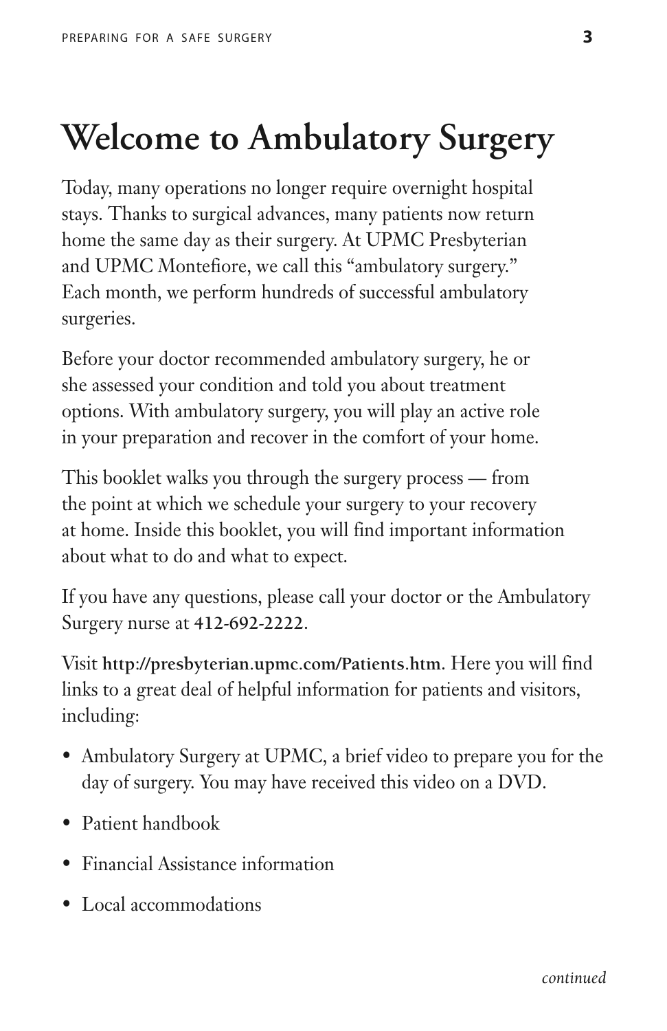# Welcome to Ambulatory Surgery

Today, many operations no longer require overnight hospital stays. Thanks to surgical advances, many patients now return home the same day as their surgery. At UPMC Presbyterian and UPMC Montefiore, we call this "ambulatory surgery." Each month, we perform hundreds of successful ambulatory surgeries.

Before your doctor recommended ambulatory surgery, he or she assessed your condition and told you about treatment options. With ambulatory surgery, you will play an active role in your preparation and recover in the comfort of your home.

This booklet walks you through the surgery process — from the point at which we schedule your surgery to your recovery at home. Inside this booklet, you will find important information about what to do and what to expect.

If you have any questions, please call your doctor or the Ambulatory Surgery nurse at **412-692-2222**.

Visit **http://presbyterian.upmc.com/Patients.htm**. Here you will find links to a great deal of helpful information for patients and visitors, including:

- Ambulatory Surgery at UPMC, a brief video to prepare you for the day of surgery. You may have received this video on a DVD.
- Patient handbook
- Financial Assistance information
- Local accommodations

*continued*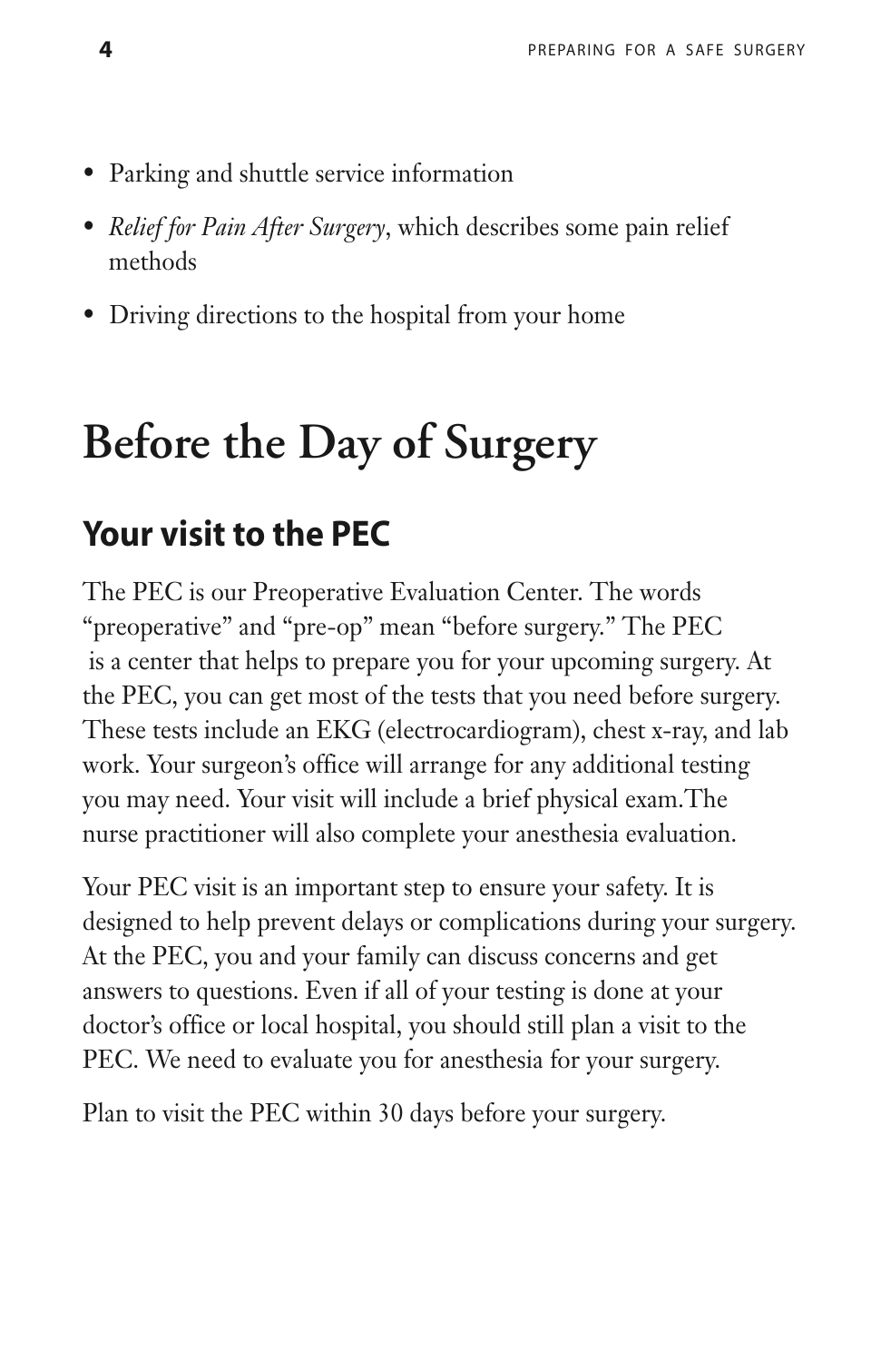- Parking and shuttle service information
- *Relief for Pain After Surgery*, which describes some pain relief methods
- Driving directions to the hospital from your home

# Before the Day of Surgery

## Your visit to the PEC

The PEC is our Preoperative Evaluation Center. The words "preoperative" and "pre-op" mean "before surgery." The PEC is a center that helps to prepare you for your upcoming surgery. At the PEC, you can get most of the tests that you need before surgery. These tests include an EKG (electrocardiogram), chest x-ray, and lab work. Your surgeon's office will arrange for any additional testing you may need. Your visit will include a brief physical exam.The nurse practitioner will also complete your anesthesia evaluation.

Your PEC visit is an important step to ensure your safety. It is designed to help prevent delays or complications during your surgery. At the PEC, you and your family can discuss concerns and get answers to questions. Even if all of your testing is done at your doctor's office or local hospital, you should still plan a visit to the PEC. We need to evaluate you for anesthesia for your surgery.

Plan to visit the PEC within 30 days before your surgery.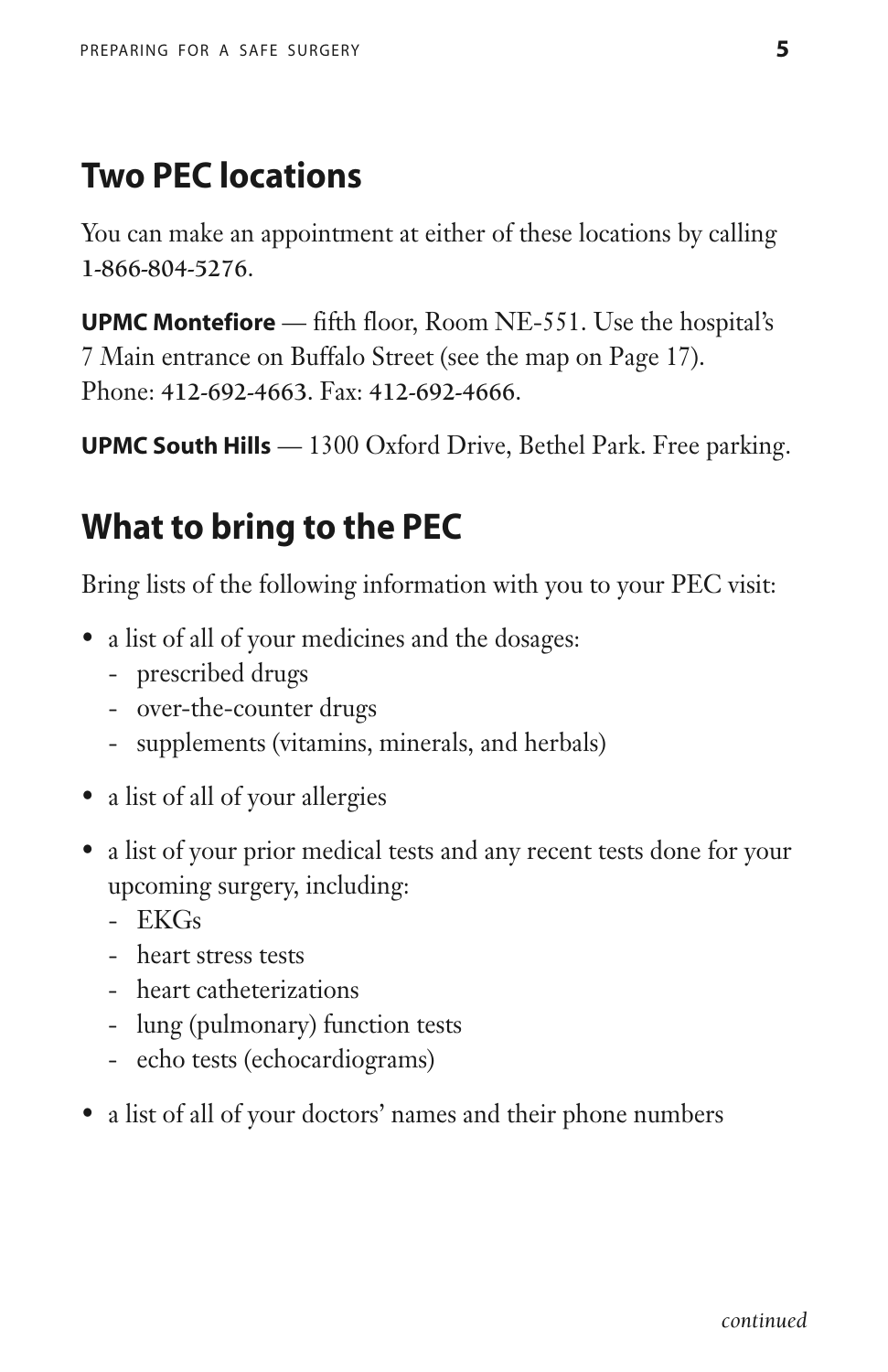## Two PEC locations

You can make an appointment at either of these locations by calling 1-866-804-5276.

**UPMC Montefiore** — fifth floor, Room NE-551. Use the hospital's 7 Main entrance on Buffalo Street (see the map on Page 17). Phone: 412-692-4663. Fax: 412-692-4666.

**UPMC South Hills** — 1300 Oxford Drive, Bethel Park. Free parking.

## What to bring to the PEC

Bring lists of the following information with you to your PEC visit:

- a list of all of your medicines and the dosages:
  - prescribed drugs
  - over-the-counter drugs
  - supplements (vitamins, minerals, and herbals)
- a list of all of your allergies
- a list of your prior medical tests and any recent tests done for your upcoming surgery, including:
  - EKGs
  - heart stress tests
  - heart catheterizations
  - lung (pulmonary) function tests
  - echo tests (echocardiograms)
- a list of all of your doctors' names and their phone numbers

*continued*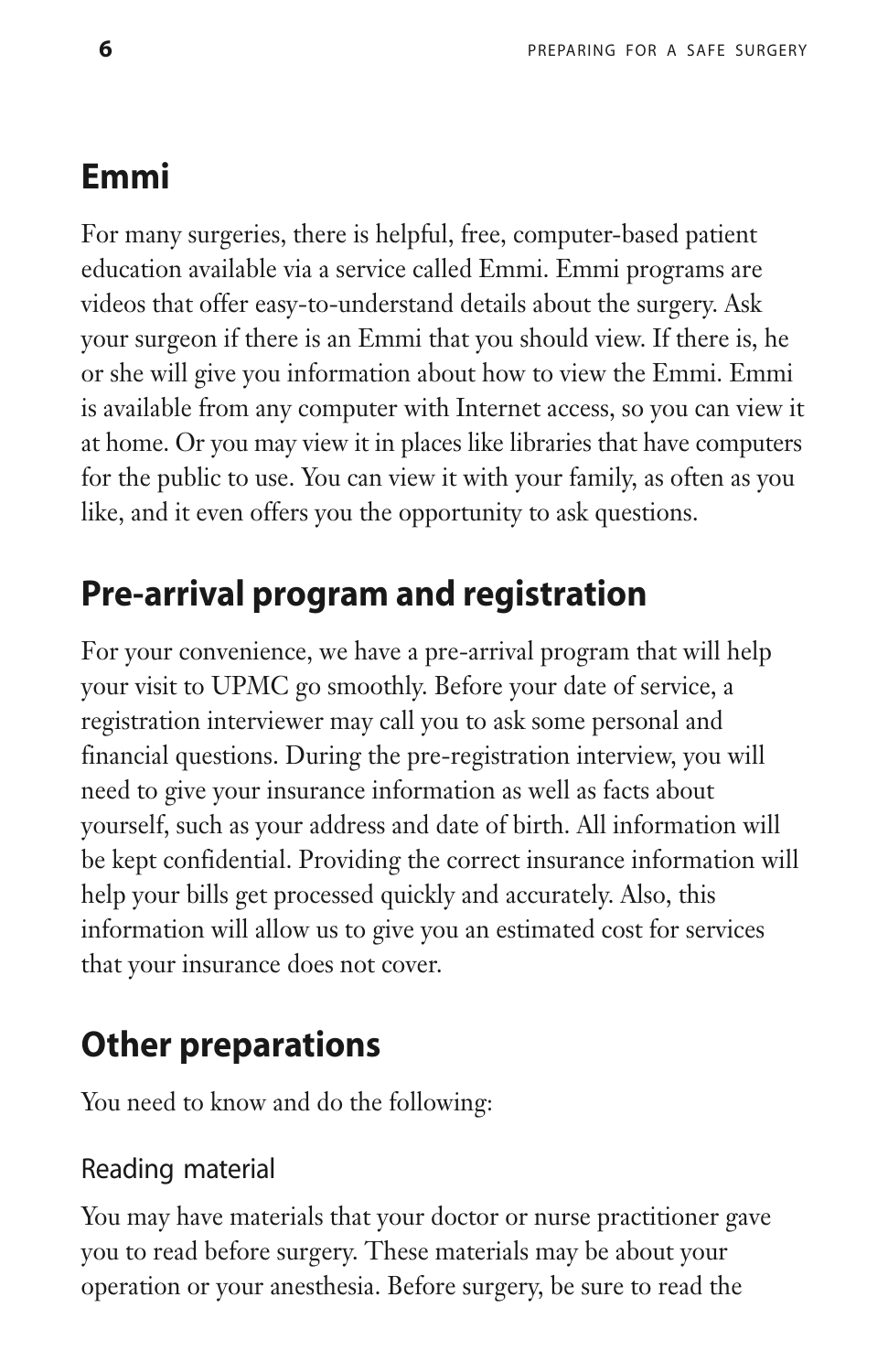## Emmi

For many surgeries, there is helpful, free, computer-based patient education available via a service called Emmi. Emmi programs are videos that offer easy-to-understand details about the surgery. Ask your surgeon if there is an Emmi that you should view. If there is, he or she will give you information about how to view the Emmi. Emmi is available from any computer with Internet access, so you can view it at home. Or you may view it in places like libraries that have computers for the public to use. You can view it with your family, as often as you like, and it even offers you the opportunity to ask questions.

## Pre-arrival program and registration

For your convenience, we have a pre-arrival program that will help your visit to UPMC go smoothly. Before your date of service, a registration interviewer may call you to ask some personal and financial questions. During the pre-registration interview, you will need to give your insurance information as well as facts about yourself, such as your address and date of birth. All information will be kept confidential. Providing the correct insurance information will help your bills get processed quickly and accurately. Also, this information will allow us to give you an estimated cost for services that your insurance does not cover.

## Other preparations

You need to know and do the following:

### Reading material

You may have materials that your doctor or nurse practitioner gave you to read before surgery. These materials may be about your operation or your anesthesia. Before surgery, be sure to read the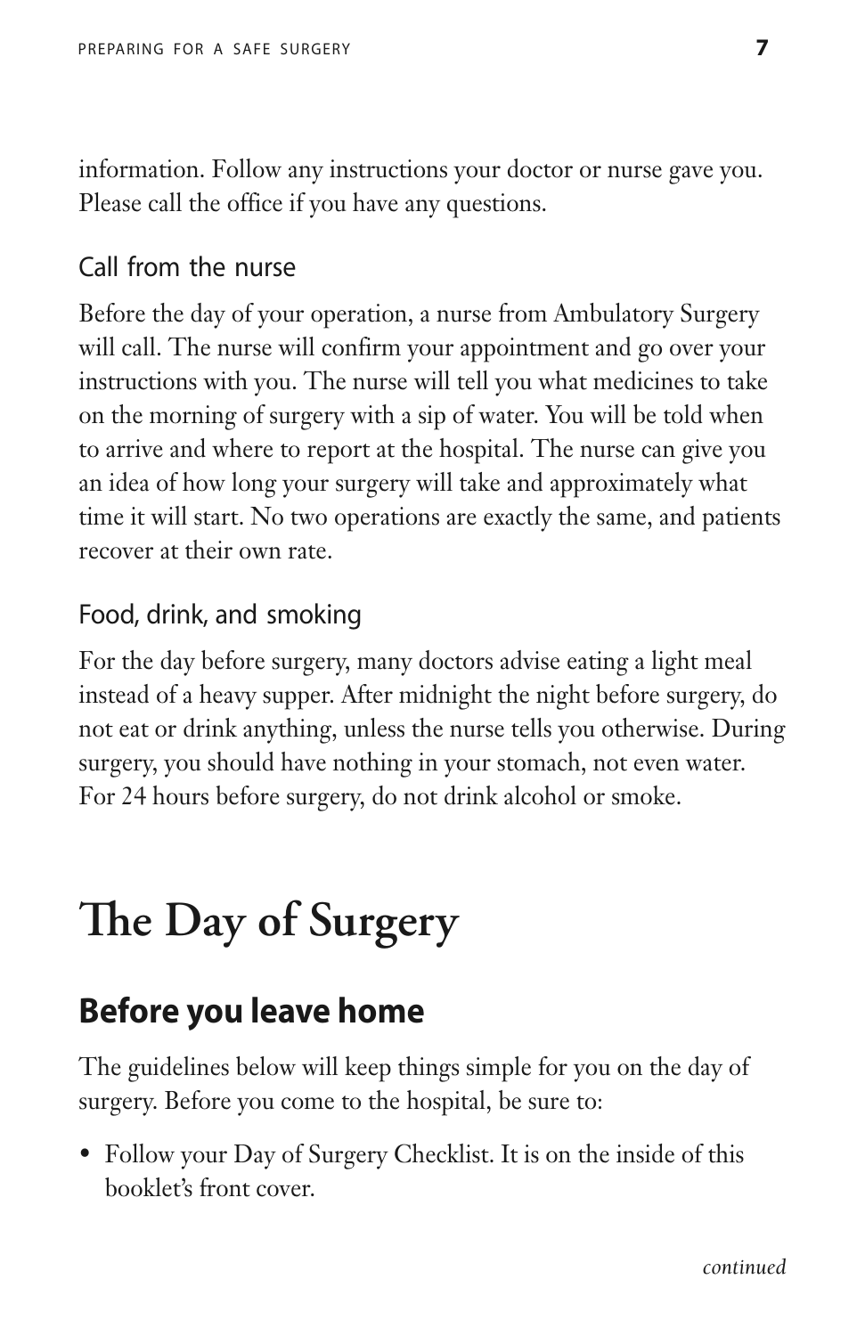information. Follow any instructions your doctor or nurse gave you. Please call the office if you have any questions.

### Call from the nurse

Before the day of your operation, a nurse from Ambulatory Surgery will call. The nurse will confirm your appointment and go over your instructions with you. The nurse will tell you what medicines to take on the morning of surgery with a sip of water. You will be told when to arrive and where to report at the hospital. The nurse can give you an idea of how long your surgery will take and approximately what time it will start. No two operations are exactly the same, and patients recover at their own rate.

### Food, drink, and smoking

For the day before surgery, many doctors advise eating a light meal instead of a heavy supper. After midnight the night before surgery, do not eat or drink anything, unless the nurse tells you otherwise. During surgery, you should have nothing in your stomach, not even water. For 24 hours before surgery, do not drink alcohol or smoke.

# The Day of Surgery

## Before you leave home

The guidelines below will keep things simple for you on the day of surgery. Before you come to the hospital, be sure to:

- Follow your Day of Surgery Checklist. It is on the inside of this booklet's front cover.

*continued*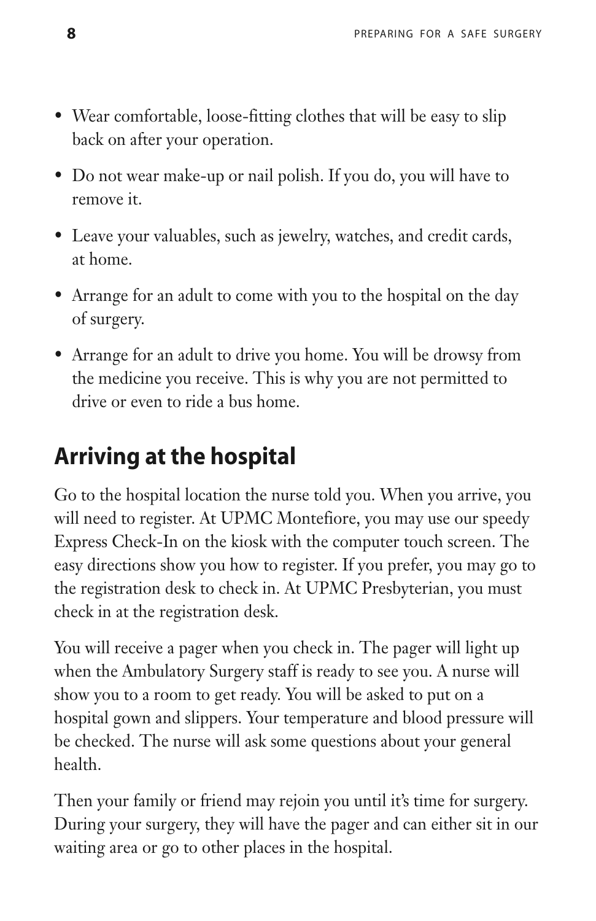- Wear comfortable, loose-fitting clothes that will be easy to slip back on after your operation.
- Do not wear make-up or nail polish. If you do, you will have to remove it.
- Leave your valuables, such as jewelry, watches, and credit cards, at home.
- Arrange for an adult to come with you to the hospital on the day of surgery.
- Arrange for an adult to drive you home. You will be drowsy from the medicine you receive. This is why you are not permitted to drive or even to ride a bus home.

## Arriving at the hospital

Go to the hospital location the nurse told you. When you arrive, you will need to register. At UPMC Montefiore, you may use our speedy Express Check-In on the kiosk with the computer touch screen. The easy directions show you how to register. If you prefer, you may go to the registration desk to check in. At UPMC Presbyterian, you must check in at the registration desk.

You will receive a pager when you check in. The pager will light up when the Ambulatory Surgery staff is ready to see you. A nurse will show you to a room to get ready. You will be asked to put on a hospital gown and slippers. Your temperature and blood pressure will be checked. The nurse will ask some questions about your general health.

Then your family or friend may rejoin you until it's time for surgery. During your surgery, they will have the pager and can either sit in our waiting area or go to other places in the hospital.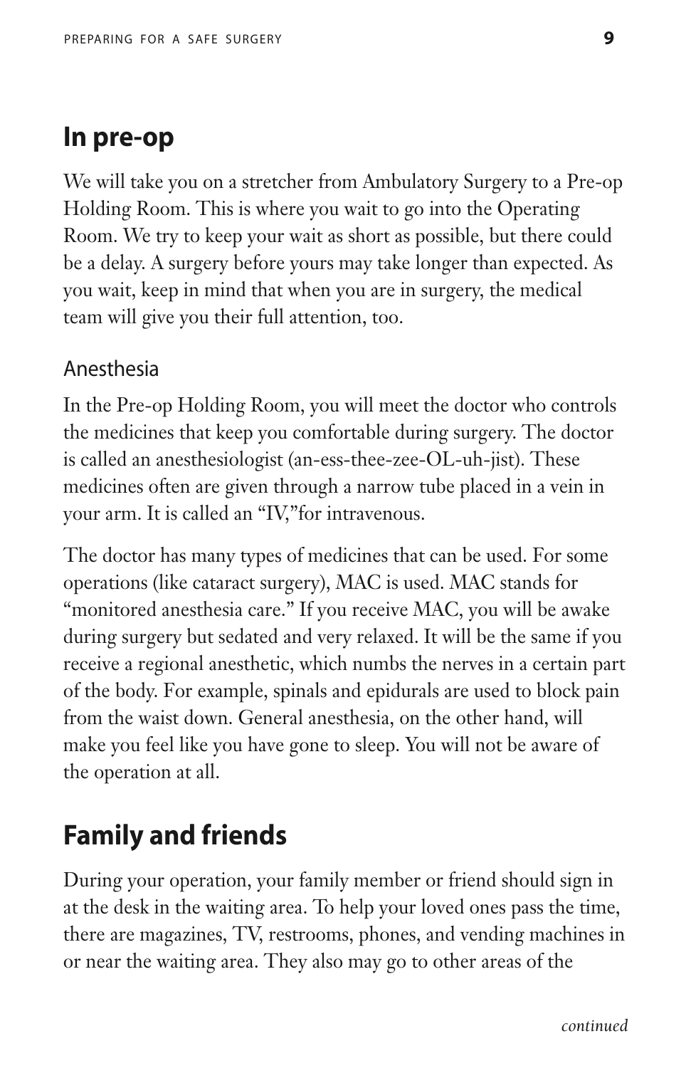## In pre-op

We will take you on a stretcher from Ambulatory Surgery to a Pre-op Holding Room. This is where you wait to go into the Operating Room. We try to keep your wait as short as possible, but there could be a delay. A surgery before yours may take longer than expected. As you wait, keep in mind that when you are in surgery, the medical team will give you their full attention, too.

### Anesthesia

In the Pre-op Holding Room, you will meet the doctor who controls the medicines that keep you comfortable during surgery. The doctor is called an anesthesiologist (an-ess-thee-zee-OL-uh-jist). These medicines often are given through a narrow tube placed in a vein in your arm. It is called an "IV,"for intravenous.

The doctor has many types of medicines that can be used. For some operations (like cataract surgery), MAC is used. MAC stands for "monitored anesthesia care." If you receive MAC, you will be awake during surgery but sedated and very relaxed. It will be the same if you receive a regional anesthetic, which numbs the nerves in a certain part of the body. For example, spinals and epidurals are used to block pain from the waist down. General anesthesia, on the other hand, will make you feel like you have gone to sleep. You will not be aware of the operation at all.

## Family and friends

During your operation, your family member or friend should sign in at the desk in the waiting area. To help your loved ones pass the time, there are magazines, TV, restrooms, phones, and vending machines in or near the waiting area. They also may go to other areas of the

*continued*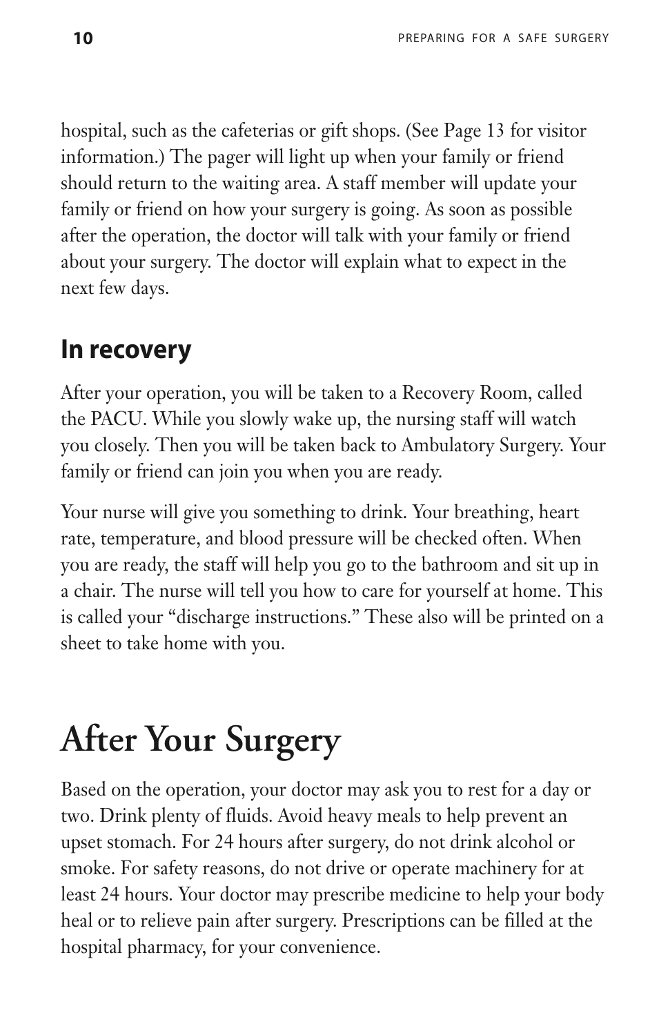hospital, such as the cafeterias or gift shops. (See Page 13 for visitor information.) The pager will light up when your family or friend should return to the waiting area. A staff member will update your family or friend on how your surgery is going. As soon as possible after the operation, the doctor will talk with your family or friend about your surgery. The doctor will explain what to expect in the next few days.

## In recovery

After your operation, you will be taken to a Recovery Room, called the PACU. While you slowly wake up, the nursing staff will watch you closely. Then you will be taken back to Ambulatory Surgery. Your family or friend can join you when you are ready.

Your nurse will give you something to drink. Your breathing, heart rate, temperature, and blood pressure will be checked often. When you are ready, the staff will help you go to the bathroom and sit up in a chair. The nurse will tell you how to care for yourself at home. This is called your "discharge instructions." These also will be printed on a sheet to take home with you.

# After Your Surgery

Based on the operation, your doctor may ask you to rest for a day or two. Drink plenty of fluids. Avoid heavy meals to help prevent an upset stomach. For 24 hours after surgery, do not drink alcohol or smoke. For safety reasons, do not drive or operate machinery for at least 24 hours. Your doctor may prescribe medicine to help your body heal or to relieve pain after surgery. Prescriptions can be filled at the hospital pharmacy, for your convenience.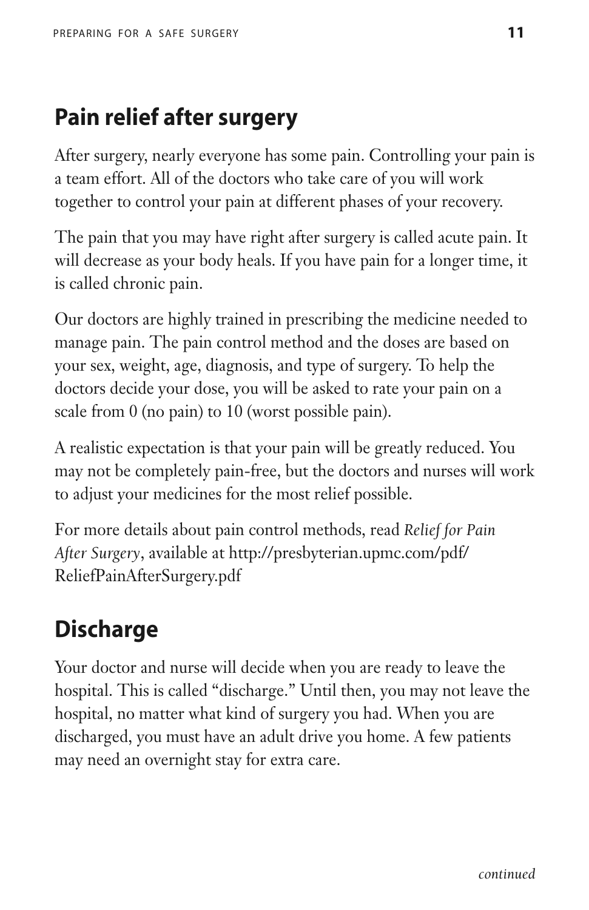## Pain relief after surgery

After surgery, nearly everyone has some pain. Controlling your pain is a team effort. All of the doctors who take care of you will work together to control your pain at different phases of your recovery.

The pain that you may have right after surgery is called acute pain. It will decrease as your body heals. If you have pain for a longer time, it is called chronic pain.

Our doctors are highly trained in prescribing the medicine needed to manage pain. The pain control method and the doses are based on your sex, weight, age, diagnosis, and type of surgery. To help the doctors decide your dose, you will be asked to rate your pain on a scale from 0 (no pain) to 10 (worst possible pain).

A realistic expectation is that your pain will be greatly reduced. You may not be completely pain-free, but the doctors and nurses will work to adjust your medicines for the most relief possible.

For more details about pain control methods, read *Relief for Pain After Surgery*, available at http://presbyterian.upmc.com/pdf/ReliefPainAfterSurgery.pdf

## Discharge

Your doctor and nurse will decide when you are ready to leave the hospital. This is called "discharge." Until then, you may not leave the hospital, no matter what kind of surgery you had. When you are discharged, you must have an adult drive you home. A few patients may need an overnight stay for extra care.

*continued*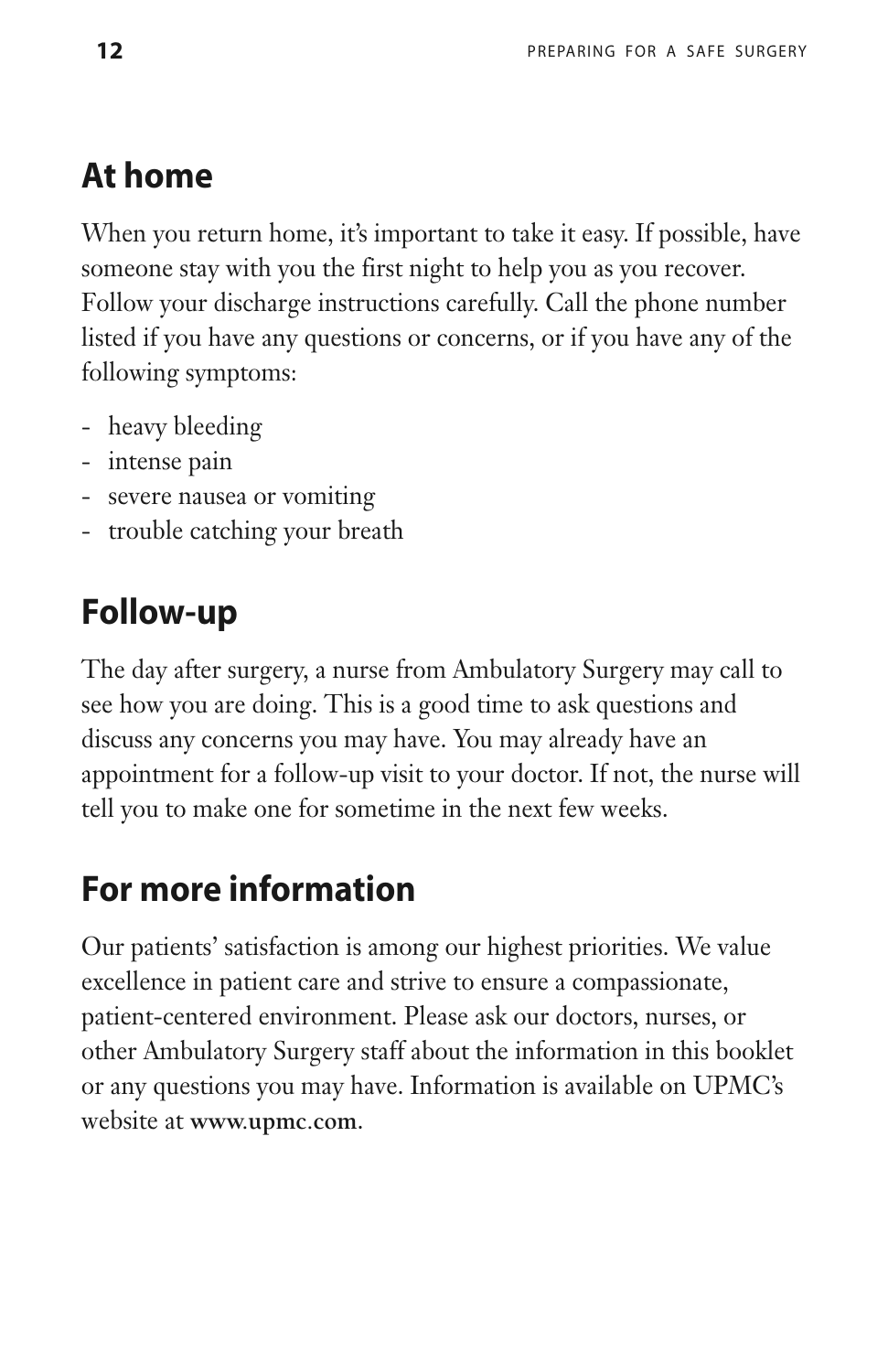## At home

When you return home, it's important to take it easy. If possible, have someone stay with you the first night to help you as you recover. Follow your discharge instructions carefully. Call the phone number listed if you have any questions or concerns, or if you have any of the following symptoms:

- heavy bleeding
- intense pain
- severe nausea or vomiting
- trouble catching your breath

## Follow-up

The day after surgery, a nurse from Ambulatory Surgery may call to see how you are doing. This is a good time to ask questions and discuss any concerns you may have. You may already have an appointment for a follow-up visit to your doctor. If not, the nurse will tell you to make one for sometime in the next few weeks.

## For more information

Our patients' satisfaction is among our highest priorities. We value excellence in patient care and strive to ensure a compassionate, patient-centered environment. Please ask our doctors, nurses, or other Ambulatory Surgery staff about the information in this booklet or any questions you may have. Information is available on UPMC's website at **www.upmc.com**.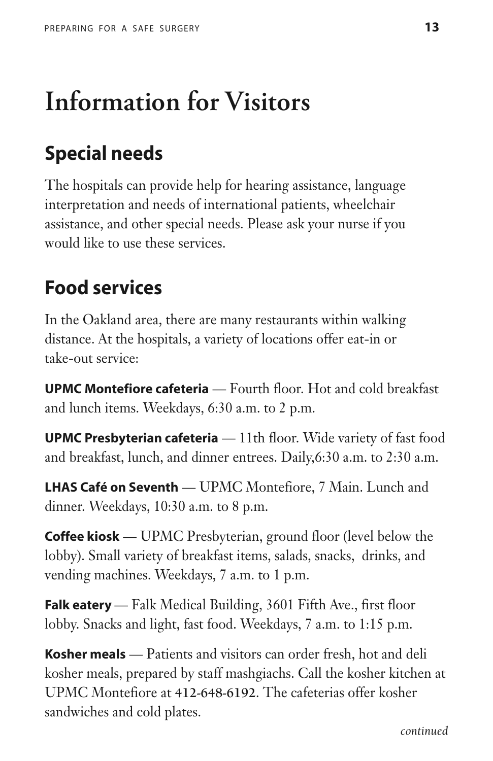# Information for Visitors

## Special needs

The hospitals can provide help for hearing assistance, language interpretation and needs of international patients, wheelchair assistance, and other special needs. Please ask your nurse if you would like to use these services.

## Food services

In the Oakland area, there are many restaurants within walking distance. At the hospitals, a variety of locations offer eat-in or take-out service:

**UPMC Montefiore cafeteria** — Fourth floor. Hot and cold breakfast and lunch items. Weekdays, 6:30 a.m. to 2 p.m.

**UPMC Presbyterian cafeteria** — 11th floor. Wide variety of fast food and breakfast, lunch, and dinner entrees. Daily,6:30 a.m. to 2:30 a.m.

**LHAS Café on Seventh** — UPMC Montefiore, 7 Main. Lunch and dinner. Weekdays, 10:30 a.m. to 8 p.m.

**Coffee kiosk** — UPMC Presbyterian, ground floor (level below the lobby). Small variety of breakfast items, salads, snacks, drinks, and vending machines. Weekdays, 7 a.m. to 1 p.m.

**Falk eatery** — Falk Medical Building, 3601 Fifth Ave., first floor lobby. Snacks and light, fast food. Weekdays, 7 a.m. to 1:15 p.m.

**Kosher meals** — Patients and visitors can order fresh, hot and deli kosher meals, prepared by staff mashgiachs. Call the kosher kitchen at UPMC Montefiore at 412-648-6192. The cafeterias offer kosher sandwiches and cold plates.

*continued*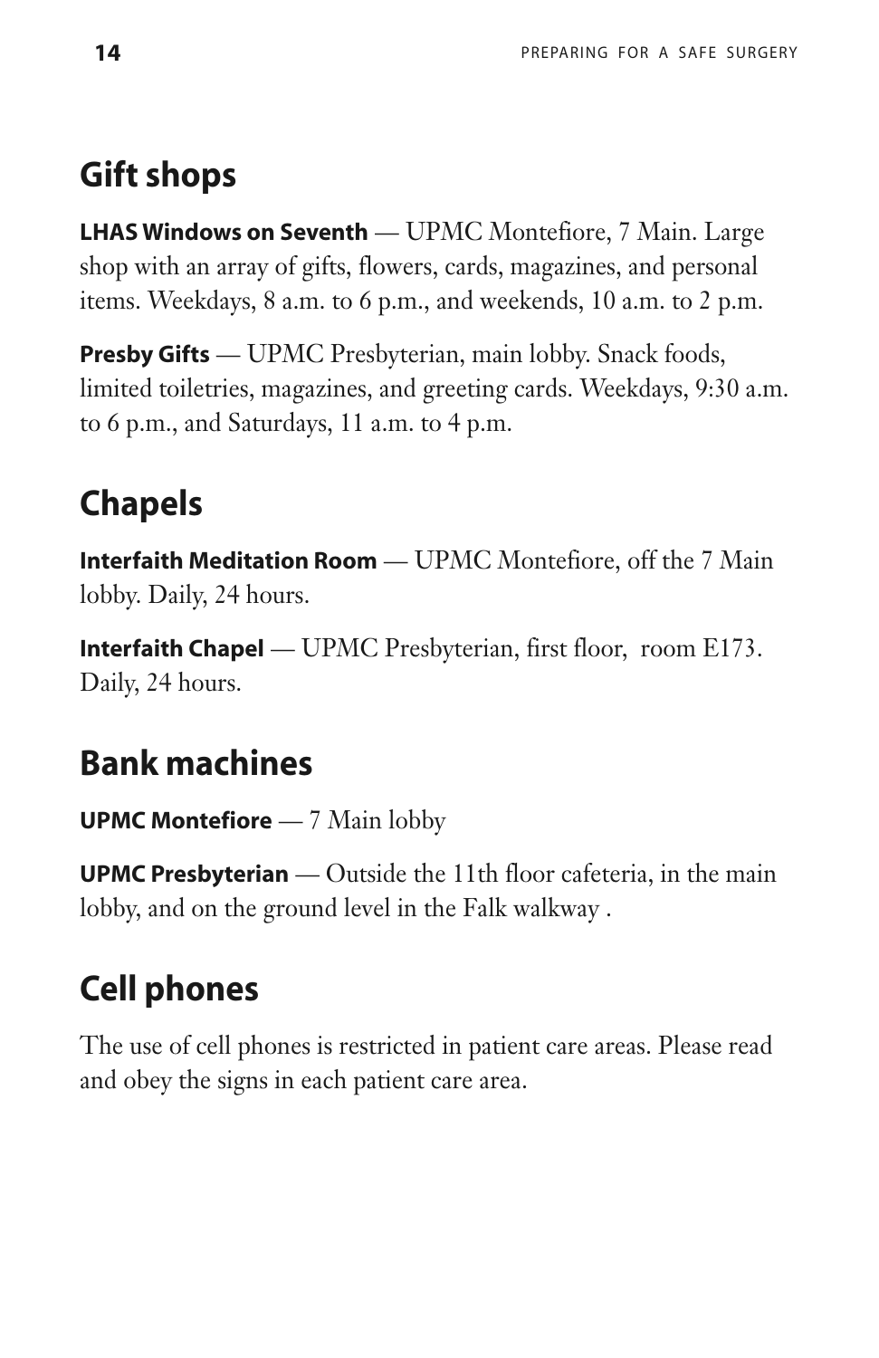## Gift shops

**LHAS Windows on Seventh** — UPMC Montefiore, 7 Main. Large shop with an array of gifts, flowers, cards, magazines, and personal items. Weekdays, 8 a.m. to 6 p.m., and weekends, 10 a.m. to 2 p.m.

**Presby Gifts** — UPMC Presbyterian, main lobby. Snack foods, limited toiletries, magazines, and greeting cards. Weekdays, 9:30 a.m. to 6 p.m., and Saturdays, 11 a.m. to 4 p.m.

## Chapels

**Interfaith Meditation Room** — UPMC Montefiore, off the 7 Main lobby. Daily, 24 hours.

**Interfaith Chapel** — UPMC Presbyterian, first floor, room E173. Daily, 24 hours.

## Bank machines

**UPMC Montefiore** — 7 Main lobby

**UPMC Presbyterian** — Outside the 11th floor cafeteria, in the main lobby, and on the ground level in the Falk walkway .

## Cell phones

The use of cell phones is restricted in patient care areas. Please read and obey the signs in each patient care area.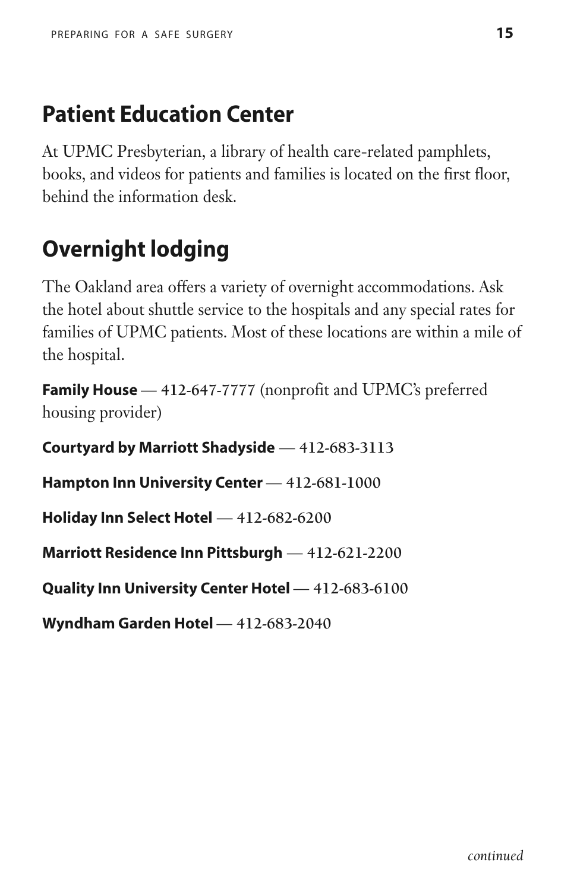## Patient Education Center

At UPMC Presbyterian, a library of health care-related pamphlets, books, and videos for patients and families is located on the first floor, behind the information desk.

## Overnight lodging

The Oakland area offers a variety of overnight accommodations. Ask the hotel about shuttle service to the hospitals and any special rates for families of UPMC patients. Most of these locations are within a mile of the hospital.

**Family House** — 412-647-7777 (nonprofit and UPMC's preferred housing provider)

**Courtyard by Marriott Shadyside** — 412-683-3113

**Hampton Inn University Center** — 412-681-1000

**Holiday Inn Select Hotel** — 412-682-6200

**Marriott Residence Inn Pittsburgh** — 412-621-2200

**Quality Inn University Center Hotel** — 412-683-6100

**Wyndham Garden Hotel** — 412-683-2040

*continued*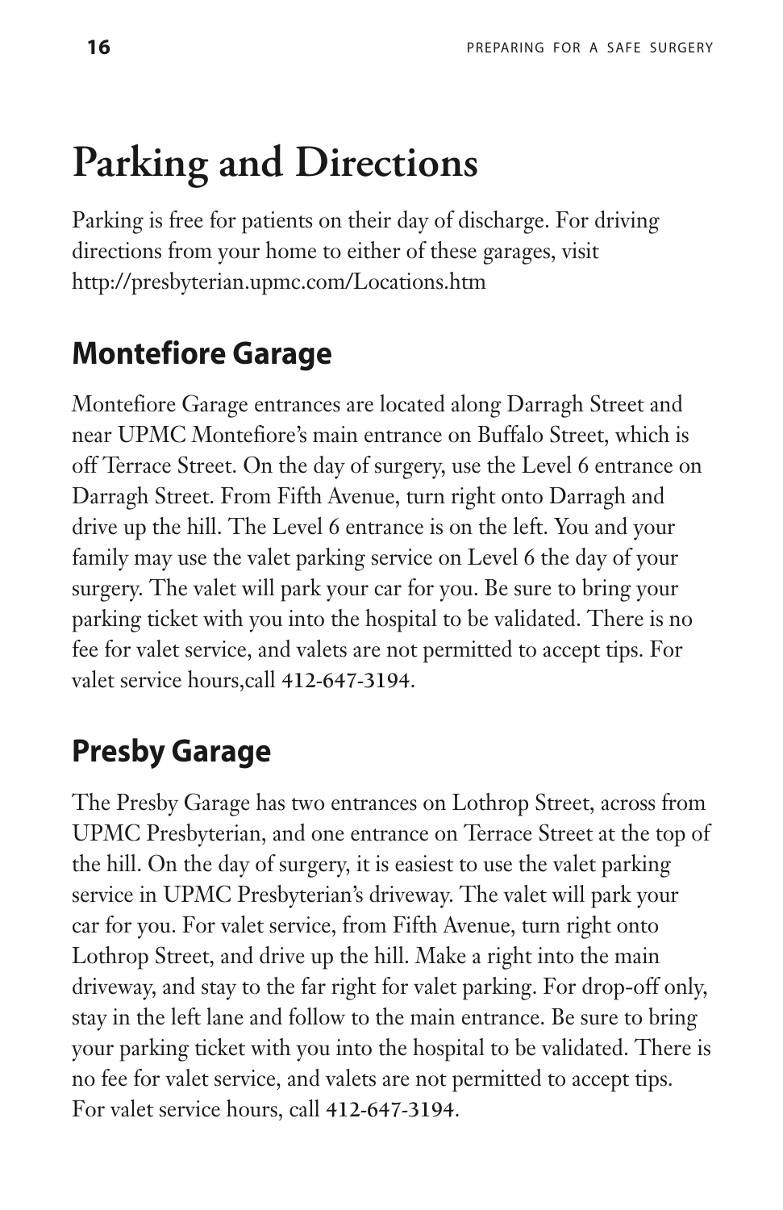# Parking and Directions

Parking is free for patients on their day of discharge. For driving directions from your home to either of these garages, visit http://presbyterian.upmc.com/Locations.htm

## Montefiore Garage

Montefiore Garage entrances are located along Darragh Street and near UPMC Montefiore's main entrance on Buffalo Street, which is off Terrace Street. On the day of surgery, use the Level 6 entrance on Darragh Street. From Fifth Avenue, turn right onto Darragh and drive up the hill. The Level 6 entrance is on the left. You and your family may use the valet parking service on Level 6 the day of your surgery. The valet will park your car for you. Be sure to bring your parking ticket with you into the hospital to be validated. There is no fee for valet service, and valets are not permitted to accept tips. For valet service hours,call 412-647-3194.

## Presby Garage

The Presby Garage has two entrances on Lothrop Street, across from UPMC Presbyterian, and one entrance on Terrace Street at the top of the hill. On the day of surgery, it is easiest to use the valet parking service in UPMC Presbyterian's driveway. The valet will park your car for you. For valet service, from Fifth Avenue, turn right onto Lothrop Street, and drive up the hill. Make a right into the main driveway, and stay to the far right for valet parking. For drop-off only, stay in the left lane and follow to the main entrance. Be sure to bring your parking ticket with you into the hospital to be validated. There is no fee for valet service, and valets are not permitted to accept tips. For valet service hours, call 412-647-3194.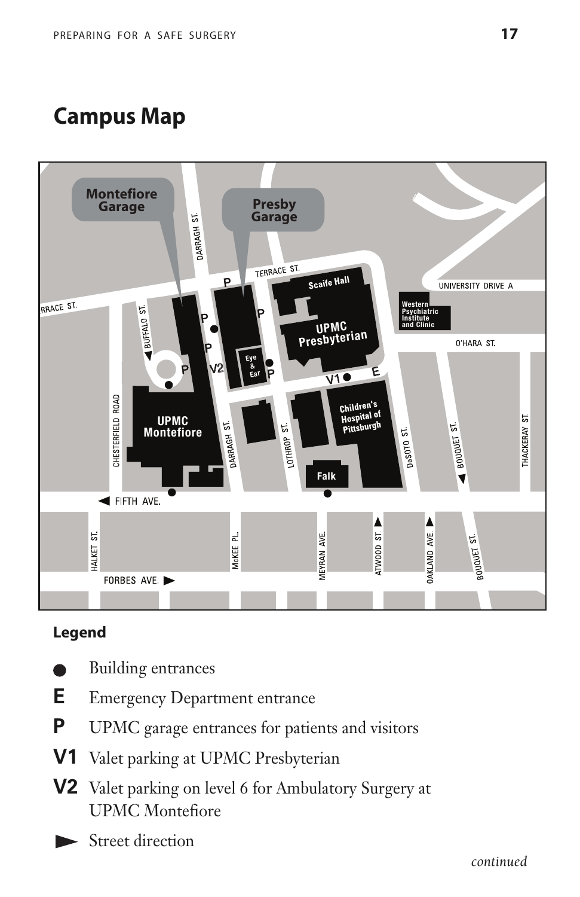# Campus Map

Monteflore Garage

Presby Garage

TERRACE ST.

DARRAGH ST.

Scaife Hall

UNIVERSITY DRIVE A

Western Psychiatric Institute and Clinic

UPMC Presbyterian

O'HARA ST.

BUFFALO ST.

Eye & Ear

V2

V1

E

CHESTERFIELD ROAD

UPMC Montefiore

Children's Hospital of Pittsburgh

LOTHROP ST.

DeSOTO ST.

BOUQUET ST.

THACKERAY ST.

Falk

FIFTH AVE.

HALKET ST.

McKEE PL.

MEYRAN AVE.

ATWOOD ST.

OAKLAND AVE.

FORBES AVE.

## Legend

- ● Building entrances
- **E** Emergency Department entrance
- **P** UPMC garage entrances for patients and visitors
- **V1** Valet parking at UPMC Presbyterian
- **V2** Valet parking on level 6 for Ambulatory Surgery at UPMC Montefiore
- ► Street direction

*continued*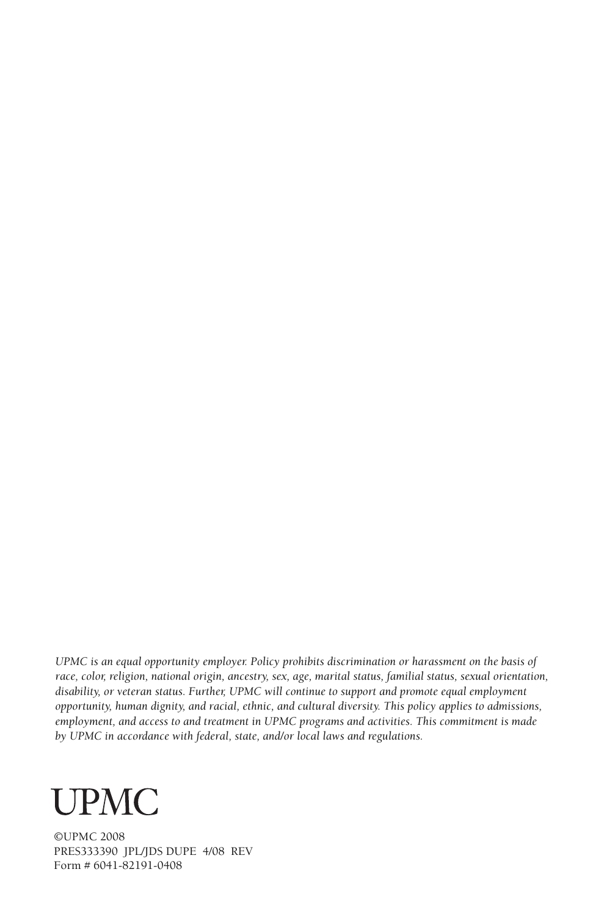*UPMC is an equal opportunity employer. Policy prohibits discrimination or harassment on the basis of race, color, religion, national origin, ancestry, sex, age, marital status, familial status, sexual orientation, disability, or veteran status. Further, UPMC will continue to support and promote equal employment opportunity, human dignity, and racial, ethnic, and cultural diversity. This policy applies to admissions, employment, and access to and treatment in UPMC programs and activities. This commitment is made by UPMC in accordance with federal, state, and/or local laws and regulations.*

# UPMC

©UPMC 2008
PRES333390 JPL/JDS DUPE 4/08 REV
Form # 6041-82191-0408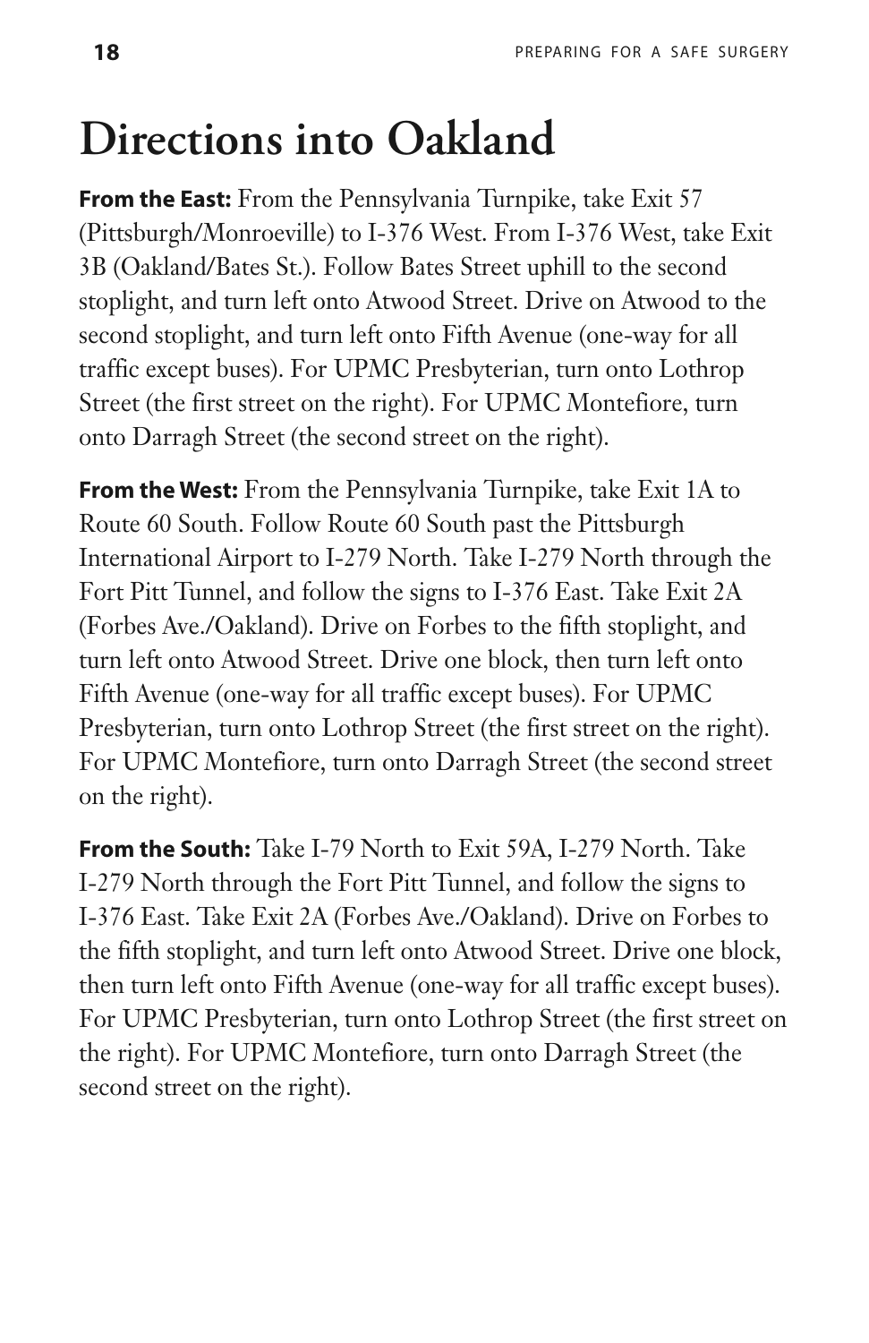# Directions into Oakland

**From the East:** From the Pennsylvania Turnpike, take Exit 57 (Pittsburgh/Monroeville) to I-376 West. From I-376 West, take Exit 3B (Oakland/Bates St.). Follow Bates Street uphill to the second stoplight, and turn left onto Atwood Street. Drive on Atwood to the second stoplight, and turn left onto Fifth Avenue (one-way for all traffic except buses). For UPMC Presbyterian, turn onto Lothrop Street (the first street on the right). For UPMC Montefiore, turn onto Darragh Street (the second street on the right).

**From the West:** From the Pennsylvania Turnpike, take Exit 1A to Route 60 South. Follow Route 60 South past the Pittsburgh International Airport to I-279 North. Take I-279 North through the Fort Pitt Tunnel, and follow the signs to I-376 East. Take Exit 2A (Forbes Ave./Oakland). Drive on Forbes to the fifth stoplight, and turn left onto Atwood Street. Drive one block, then turn left onto Fifth Avenue (one-way for all traffic except buses). For UPMC Presbyterian, turn onto Lothrop Street (the first street on the right). For UPMC Montefiore, turn onto Darragh Street (the second street on the right).

**From the South:** Take I-79 North to Exit 59A, I-279 North. Take I-279 North through the Fort Pitt Tunnel, and follow the signs to I-376 East. Take Exit 2A (Forbes Ave./Oakland). Drive on Forbes to the fifth stoplight, and turn left onto Atwood Street. Drive one block, then turn left onto Fifth Avenue (one-way for all traffic except buses). For UPMC Presbyterian, turn onto Lothrop Street (the first street on the right). For UPMC Montefiore, turn onto Darragh Street (the second street on the right).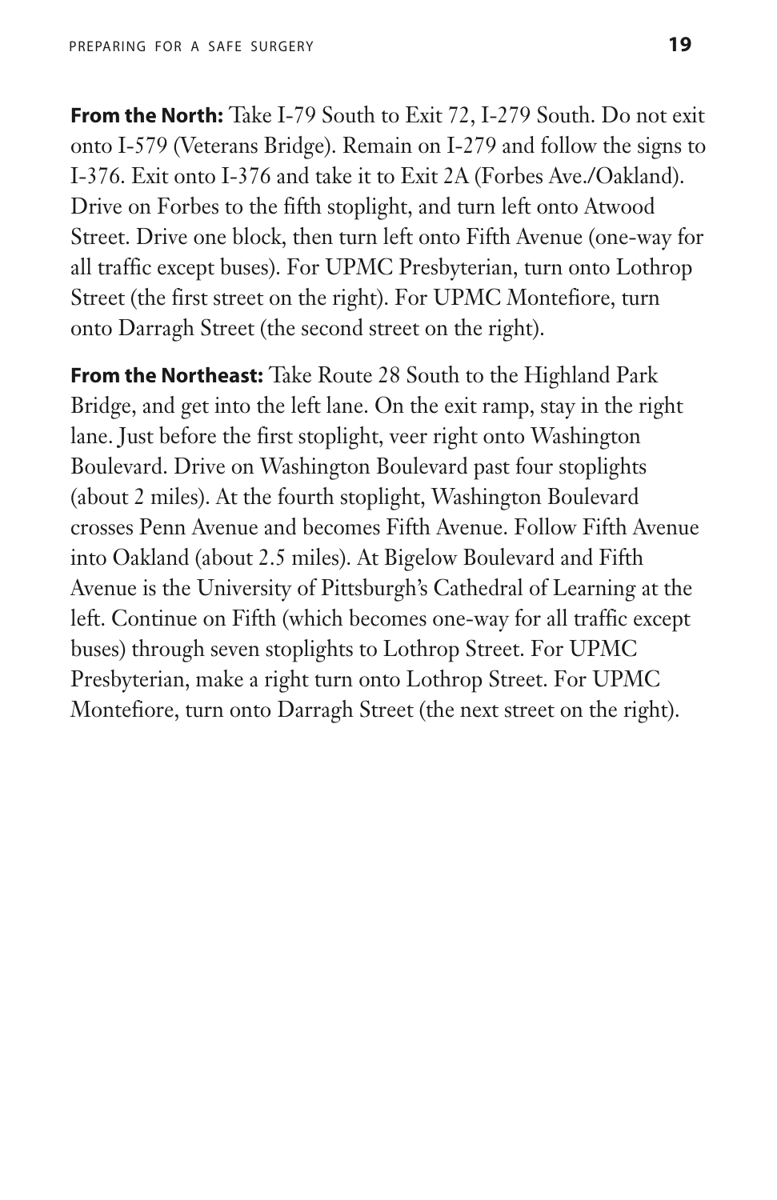**From the North:** Take I-79 South to Exit 72, I-279 South. Do not exit onto I-579 (Veterans Bridge). Remain on I-279 and follow the signs to I-376. Exit onto I-376 and take it to Exit 2A (Forbes Ave./Oakland). Drive on Forbes to the fifth stoplight, and turn left onto Atwood Street. Drive one block, then turn left onto Fifth Avenue (one-way for all traffic except buses). For UPMC Presbyterian, turn onto Lothrop Street (the first street on the right). For UPMC Montefiore, turn onto Darragh Street (the second street on the right).

**From the Northeast:** Take Route 28 South to the Highland Park Bridge, and get into the left lane. On the exit ramp, stay in the right lane. Just before the first stoplight, veer right onto Washington Boulevard. Drive on Washington Boulevard past four stoplights (about 2 miles). At the fourth stoplight, Washington Boulevard crosses Penn Avenue and becomes Fifth Avenue. Follow Fifth Avenue into Oakland (about 2.5 miles). At Bigelow Boulevard and Fifth Avenue is the University of Pittsburgh's Cathedral of Learning at the left. Continue on Fifth (which becomes one-way for all traffic except buses) through seven stoplights to Lothrop Street. For UPMC Presbyterian, make a right turn onto Lothrop Street. For UPMC Montefiore, turn onto Darragh Street (the next street on the right).